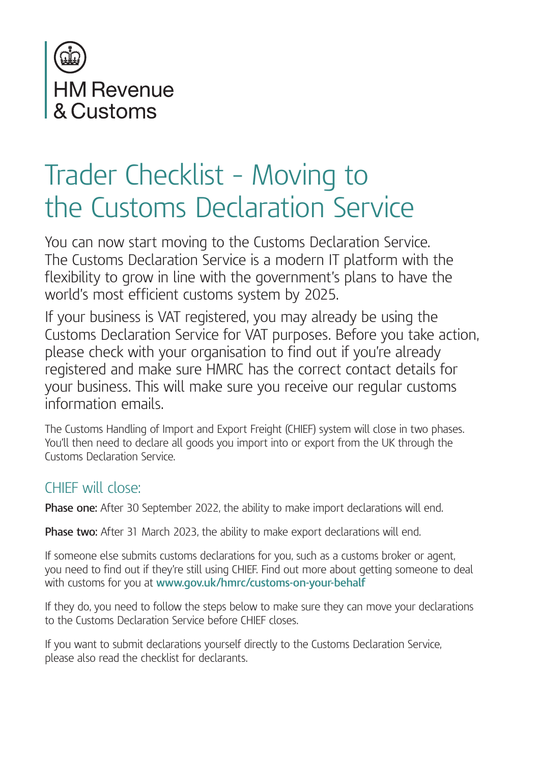HM Revenue & Customs

# Trader Checklist - Moving to the Customs Declaration Service

You can now start moving to the Customs Declaration Service. The Customs Declaration Service is a modern IT platform with the flexibility to grow in line with the government's plans to have the world's most efficient customs system by 2025.

If your business is VAT registered, you may already be using the Customs Declaration Service for VAT purposes. Before you take action, please check with your organisation to find out if you're already registered and make sure HMRC has the correct contact details for your business. This will make sure you receive our regular customs information emails.

The Customs Handling of Import and Export Freight (CHIEF) system will close in two phases. You'll then need to declare all goods you import into or export from the UK through the Customs Declaration Service.

## CHIEF will close:

**Phase one:** After 30 September 2022, the ability to make import declarations will end.

**Phase two:** After 31 March 2023, the ability to make export declarations will end.

If someone else submits customs declarations for you, such as a customs broker or agent, you need to find out if they're still using CHIEF. Find out more about getting someone to deal with customs for you at **www.gov.uk/hmrc/customs-on-your-behalf**

If they do, you need to follow the steps below to make sure they can move your declarations to the Customs Declaration Service before CHIEF closes.

If you want to submit declarations yourself directly to the Customs Declaration Service, please also read the checklist for declarants.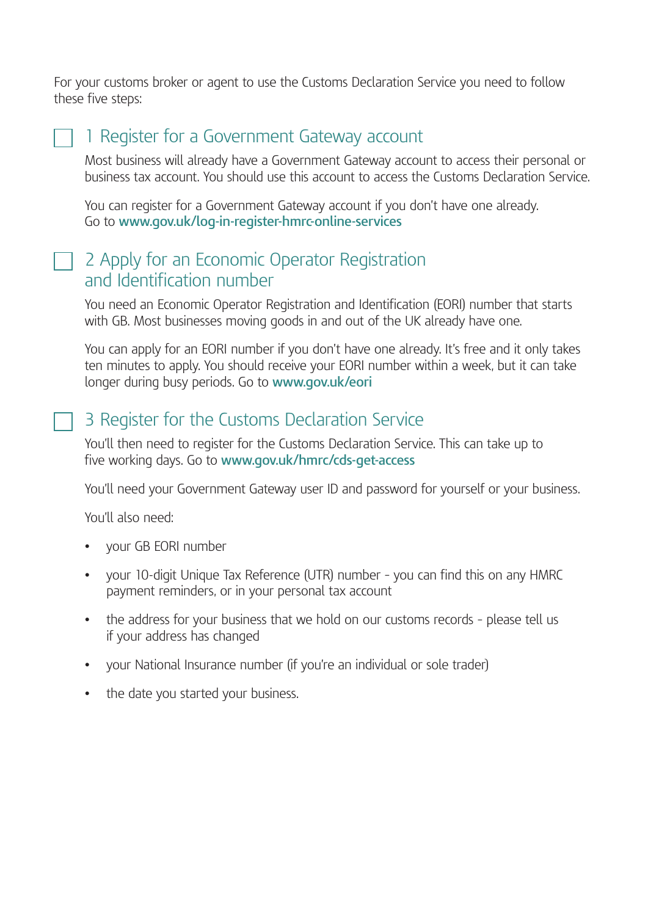For your customs broker or agent to use the Customs Declaration Service you need to follow these five steps:

## 1 Register for a Government Gateway account

Most business will already have a Government Gateway account to access their personal or business tax account. You should use this account to access the Customs Declaration Service.

You can register for a Government Gateway account if you don't have one already. Go to **www.gov.uk/log-in-register-hmrc-online-services**

## 2 Apply for an Economic Operator Registration and Identification number

You need an Economic Operator Registration and Identification (EORI) number that starts with GB. Most businesses moving goods in and out of the UK already have one.

You can apply for an EORI number if you don't have one already. It's free and it only takes ten minutes to apply. You should receive your EORI number within a week, but it can take longer during busy periods. Go to **www.gov.uk/eori**

## 3 Register for the Customs Declaration Service

You'll then need to register for the Customs Declaration Service. This can take up to five working days. Go to **www.gov.uk/hmrc/cds-get-access**

You'll need your Government Gateway user ID and password for yourself or your business.

You'll also need:

- your GB EORI number
- your 10-digit Unique Tax Reference (UTR) number - you can find this on any HMRC payment reminders, or in your personal tax account
- the address for your business that we hold on our customs records - please tell us if your address has changed
- your National Insurance number (if you're an individual or sole trader)
- the date you started your business.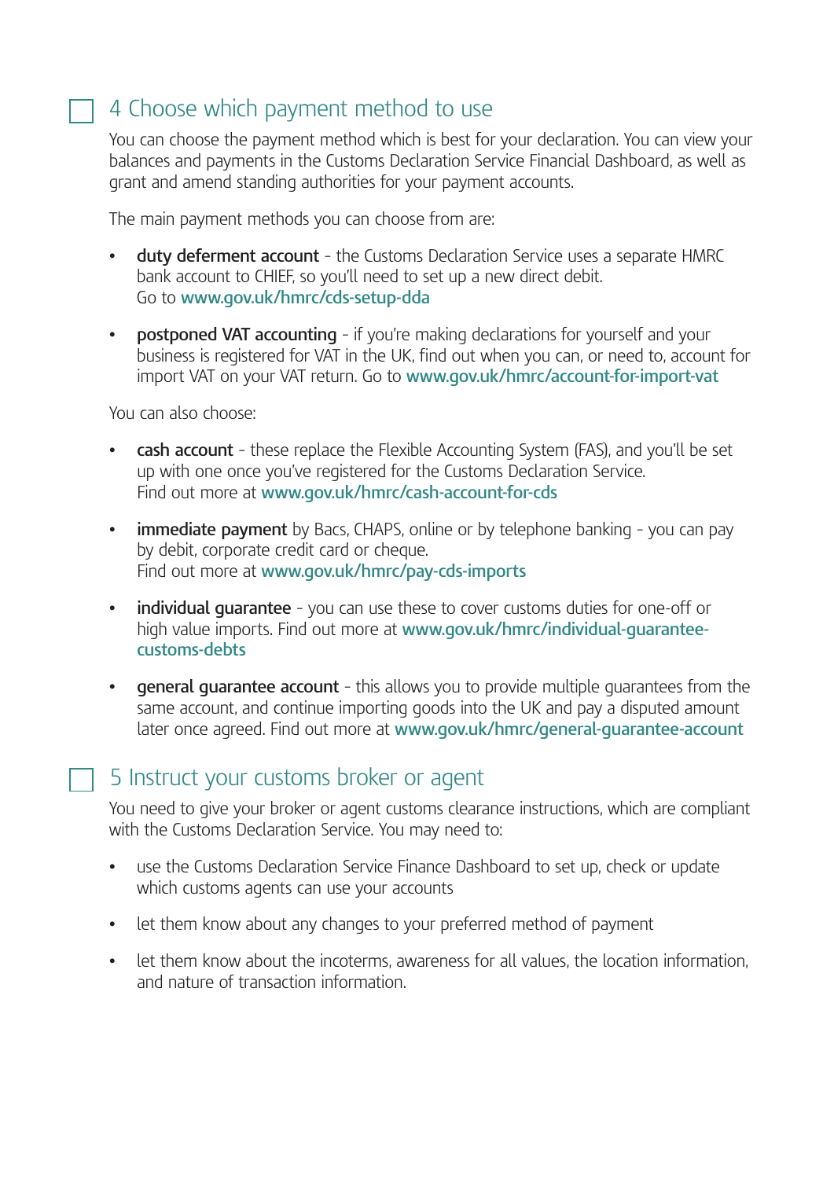## 4 Choose which payment method to use

You can choose the payment method which is best for your declaration. You can view your balances and payments in the Customs Declaration Service Financial Dashboard, as well as grant and amend standing authorities for your payment accounts.

The main payment methods you can choose from are:

- **duty deferment account** - the Customs Declaration Service uses a separate HMRC bank account to CHIEF, so you'll need to set up a new direct debit. Go to **www.gov.uk/hmrc/cds-setup-dda**
- **postponed VAT accounting** - if you're making declarations for yourself and your business is registered for VAT in the UK, find out when you can, or need to, account for import VAT on your VAT return. Go to **www.gov.uk/hmrc/account-for-import-vat**

You can also choose:

- **cash account** - these replace the Flexible Accounting System (FAS), and you'll be set up with one once you've registered for the Customs Declaration Service. Find out more at **www.gov.uk/hmrc/cash-account-for-cds**
- **immediate payment** by Bacs, CHAPS, online or by telephone banking - you can pay by debit, corporate credit card or cheque. Find out more at **www.gov.uk/hmrc/pay-cds-imports**
- **individual guarantee** - you can use these to cover customs duties for one-off or high value imports. Find out more at **www.gov.uk/hmrc/individual-guarantee-customs-debts**
- **general guarantee account** - this allows you to provide multiple guarantees from the same account, and continue importing goods into the UK and pay a disputed amount later once agreed. Find out more at **www.gov.uk/hmrc/general-guarantee-account**

## 5 Instruct your customs broker or agent

You need to give your broker or agent customs clearance instructions, which are compliant with the Customs Declaration Service. You may need to:

- use the Customs Declaration Service Finance Dashboard to set up, check or update which customs agents can use your accounts
- let them know about any changes to your preferred method of payment
- let them know about the incoterms, awareness for all values, the location information, and nature of transaction information.